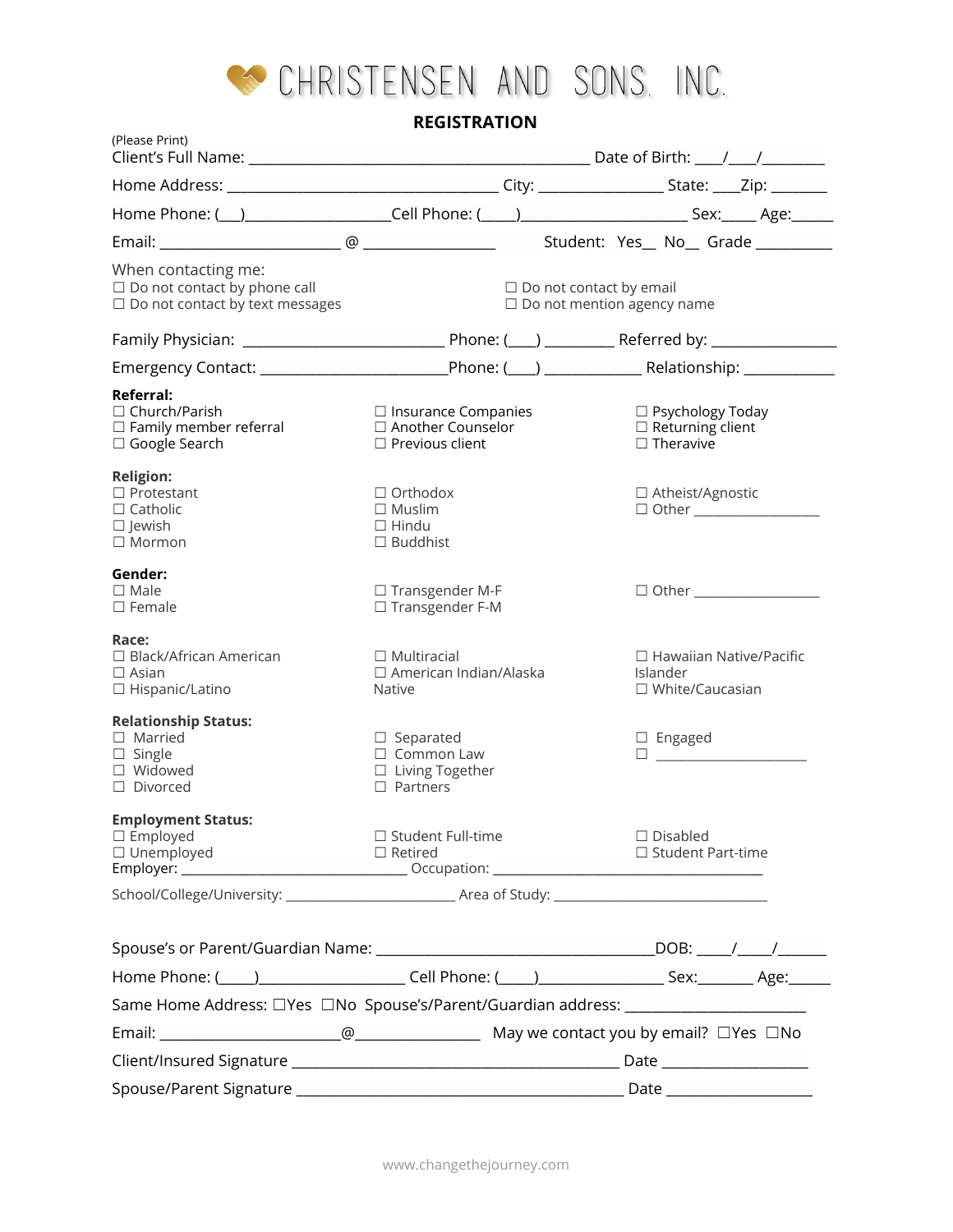# CHRISTENSEN AND SONS, INC.

## REGISTRATION

(Please Print)

Client's Full Name: ___________________________________________ Date of Birth: ____/____/________

Home Address: __________________________________ City: _______________ State: ____Zip: _______

Home Phone: (___)_________________Cell Phone: (____)____________________ Sex:____ Age:_____

Email: ______________________ @ ________________ Student: Yes__ No__ Grade __________

When contacting me:

☐ Do not contact by phone call
☐ Do not contact by text messages
☐ Do not contact by email
☐ Do not mention agency name

Family Physician: _________________________ Phone: (____) _________ Referred by: _______________

Emergency Contact: ________________________Phone: (____) ____________ Relationship: ___________

**Referral:**

☐ Church/Parish
☐ Family member referral
☐ Google Search
☐ Insurance Companies
☐ Another Counselor
☐ Previous client
☐ Psychology Today
☐ Returning client
☐ Theravive

**Religion:**

☐ Protestant
☐ Catholic
☐ Jewish
☐ Mormon
☐ Orthodox
☐ Muslim
☐ Hindu
☐ Buddhist
☐ Atheist/Agnostic
☐ Other _________________

**Gender:**

☐ Male
☐ Female
☐ Transgender M-F
☐ Transgender F-M
☐ Other _________________

**Race:**

☐ Black/African American
☐ Asian
☐ Hispanic/Latino
☐ Multiracial
☐ American Indian/Alaska Native
☐ Hawaiian Native/Pacific Islander
☐ White/Caucasian

**Relationship Status:**

☐ Married
☐ Single
☐ Widowed
☐ Divorced
☐ Separated
☐ Common Law
☐ Living Together
☐ Partners
☐ Engaged
☐ _____________________

**Employment Status:**

☐ Employed
☐ Unemployed
☐ Student Full-time
☐ Retired
☐ Disabled
☐ Student Part-time

Employer: _____________________________ Occupation: ______________________________________

School/College/University: ________________________ Area of Study: ______________________________

Spouse's or Parent/Guardian Name: ___________________________________DOB: ____/____/______

Home Phone: (____)_________________ Cell Phone: (____)_______________ Sex:_______ Age:_____

Same Home Address: ☐Yes ☐No Spouse's/Parent/Guardian address: ______________________

Email: ______________________@________________ May we contact you by email? ☐Yes ☐No

Client/Insured Signature __________________________________________ Date __________________

Spouse/Parent Signature __________________________________________ Date __________________

www.changethejourney.com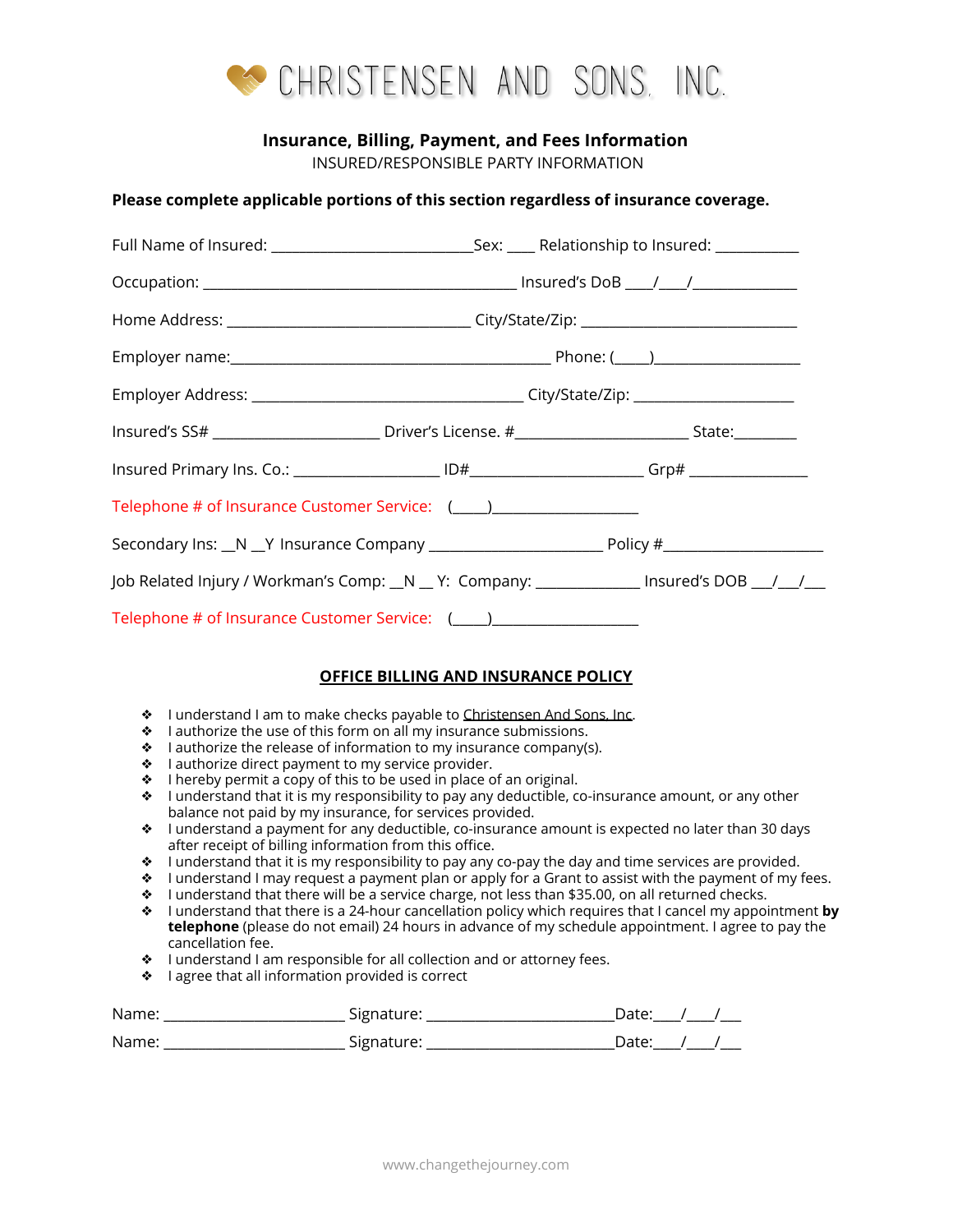# CHRISTENSEN AND SONS, INC.

**Insurance, Billing, Payment, and Fees Information**

INSURED/RESPONSIBLE PARTY INFORMATION

**Please complete applicable portions of this section regardless of insurance coverage.**

Full Name of Insured: __________________________Sex: ____ Relationship to Insured: ___________

Occupation: ________________________________________ Insured's DoB ____/____/______________

Home Address: _______________________________ City/State/Zip: ____________________________

Employer name:_________________________________________ Phone: (_____)____________________

Employer Address: ___________________________________ City/State/Zip: _____________________

Insured's SS# _____________________ Driver's License. #______________________ State:________

Insured Primary Ins. Co.: __________________ ID#______________________ Grp# _______________

Telephone # of Insurance Customer Service: (_____)____________________

Secondary Ins: __N __Y Insurance Company ______________________ Policy #_____________________

Job Related Injury / Workman's Comp: __N __ Y: Company: _____________ Insured's DOB ___/___/___

Telephone # of Insurance Customer Service: (_____)____________________

## OFFICE BILLING AND INSURANCE POLICY

- I understand I am to make checks payable to Christensen And Sons, Inc.
- I authorize the use of this form on all my insurance submissions.
- I authorize the release of information to my insurance company(s).
- I authorize direct payment to my service provider.
- I hereby permit a copy of this to be used in place of an original.
- I understand that it is my responsibility to pay any deductible, co-insurance amount, or any other balance not paid by my insurance, for services provided.
- I understand a payment for any deductible, co-insurance amount is expected no later than 30 days after receipt of billing information from this office.
- I understand that it is my responsibility to pay any co-pay the day and time services are provided.
- I understand I may request a payment plan or apply for a Grant to assist with the payment of my fees.
- I understand that there will be a service charge, not less than $35.00, on all returned checks.
- I understand that there is a 24-hour cancellation policy which requires that I cancel my appointment **by telephone** (please do not email) 24 hours in advance of my schedule appointment. I agree to pay the cancellation fee.
- I understand I am responsible for all collection and or attorney fees.
- I agree that all information provided is correct

Name: ________________________ Signature: ________________________Date:___/____/___

Name: ________________________ Signature: ________________________Date:___/____/___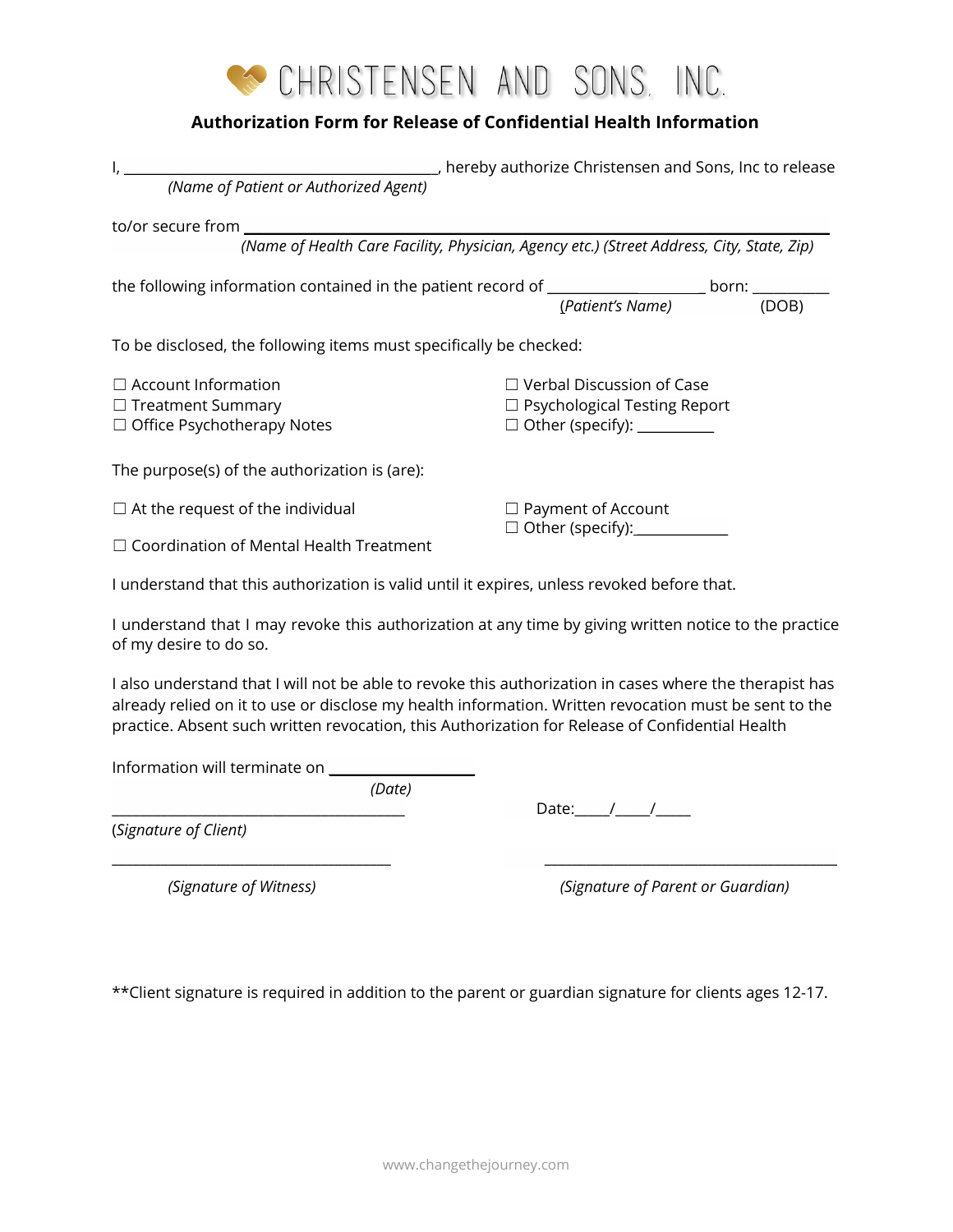# CHRISTENSEN AND SONS, INC.

**Authorization Form for Release of Confidential Health Information**

I, ________________________________________, hereby authorize Christensen and Sons, Inc to release
*(Name of Patient or Authorized Agent)*

to/or secure from ___________________________________________________________________________
*(Name of Health Care Facility, Physician, Agency etc.) (Street Address, City, State, Zip)*

the following information contained in the patient record of ____________________ born: __________
*(Patient's Name)* (DOB)

To be disclosed, the following items must specifically be checked:

☐ Account Information
☐ Treatment Summary
☐ Office Psychotherapy Notes
☐ Verbal Discussion of Case
☐ Psychological Testing Report
☐ Other (specify): __________

The purpose(s) of the authorization is (are):

☐ At the request of the individual
☐ Coordination of Mental Health Treatment
☐ Payment of Account
☐ Other (specify):____________

I understand that this authorization is valid until it expires, unless revoked before that.

I understand that I may revoke this authorization at any time by giving written notice to the practice of my desire to do so.

I also understand that I will not be able to revoke this authorization in cases where the therapist has already relied on it to use or disclose my health information. Written revocation must be sent to the practice. Absent such written revocation, this Authorization for Release of Confidential Health

Information will terminate on __________________
*(Date)*

_____________________________________ Date:_____/_____/_____
*(Signature of Client)*

_____________________________________ _____________________________________
*(Signature of Witness)* *(Signature of Parent or Guardian)*

**Client signature is required in addition to the parent or guardian signature for clients ages 12-17.

www.changethejourney.com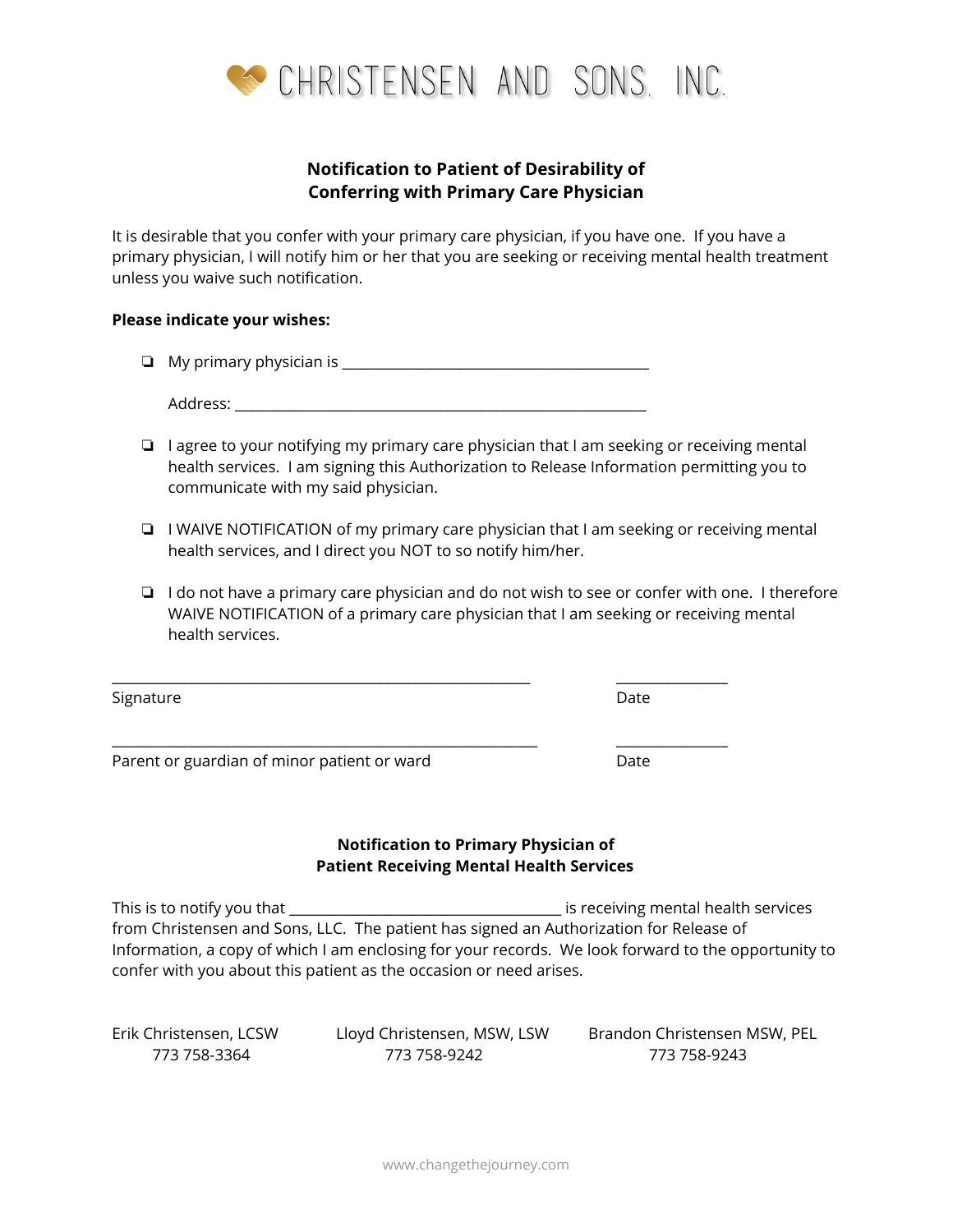# CHRISTENSEN AND SONS, INC.

## Notification to Patient of Desirability of Conferring with Primary Care Physician

It is desirable that you confer with your primary care physician, if you have one. If you have a primary physician, I will notify him or her that you are seeking or receiving mental health treatment unless you waive such notification.

**Please indicate your wishes:**

- ❏ My primary physician is ________________________________________

  Address: ______________________________________________________

- ❏ I agree to your notifying my primary care physician that I am seeking or receiving mental health services. I am signing this Authorization to Release Information permitting you to communicate with my said physician.

- ❏ I WAIVE NOTIFICATION of my primary care physician that I am seeking or receiving mental health services, and I direct you NOT to so notify him/her.

- ❏ I do not have a primary care physician and do not wish to see or confer with one. I therefore WAIVE NOTIFICATION of a primary care physician that I am seeking or receiving mental health services.

_______________________________________________________ ______________
Signature Date

_______________________________________________________ ______________
Parent or guardian of minor patient or ward Date

## Notification to Primary Physician of Patient Receiving Mental Health Services

This is to notify you that ____________________________________ is receiving mental health services from Christensen and Sons, LLC. The patient has signed an Authorization for Release of Information, a copy of which I am enclosing for your records. We look forward to the opportunity to confer with you about this patient as the occasion or need arises.

| Erik Christensen, LCSW | Lloyd Christensen, MSW, LSW | Brandon Christensen MSW, PEL |
|---|---|---|
| 773 758-3364 | 773 758-9242 | 773 758-9243 |

www.changethejourney.com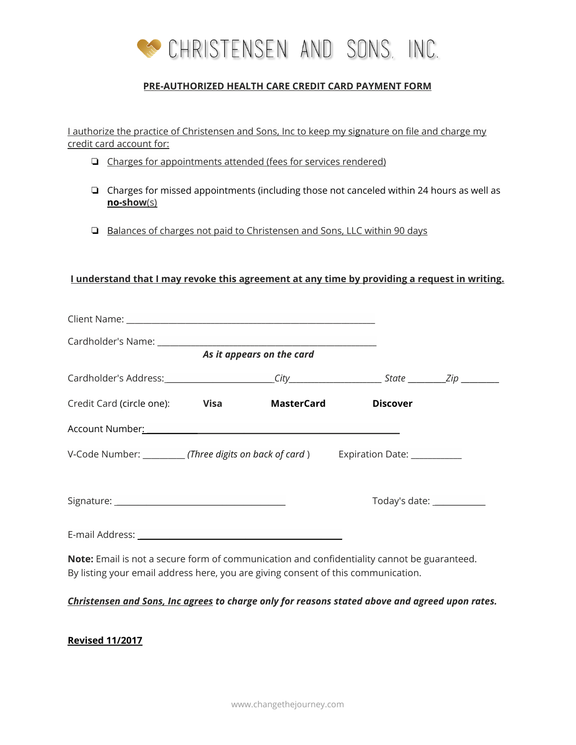# CHRISTENSEN AND SONS, INC.

**PRE-AUTHORIZED HEALTH CARE CREDIT CARD PAYMENT FORM**

I authorize the practice of Christensen and Sons, Inc to keep my signature on file and charge my credit card account for:

- ❏ Charges for appointments attended (fees for services rendered)
- ❏ Charges for missed appointments (including those not canceled within 24 hours as well as **no-show**(s)
- ❏ Balances of charges not paid to Christensen and Sons, LLC within 90 days

**I understand that I may revoke this agreement at any time by providing a request in writing.**

Client Name: ____________________________________________________

Cardholder's Name: _______________________________________________
*As it appears on the card*

Cardholder's Address:______________________*City*___________________ *State* ________*Zip* ________

Credit Card (circle one): **Visa** **MasterCard** **Discover**

Account Number:________________________________________________

V-Code Number: _________ *(Three digits on back of card* ) Expiration Date: ___________

Signature: _____________________________________ Today's date: ___________

E-mail Address: _____________________________________________

**Note:** Email is not a secure form of communication and confidentiality cannot be guaranteed. By listing your email address here, you are giving consent of this communication.

***Christensen and Sons, Inc agrees to charge only for reasons stated above and agreed upon rates.***

**Revised 11/2017**

www.changethejourney.com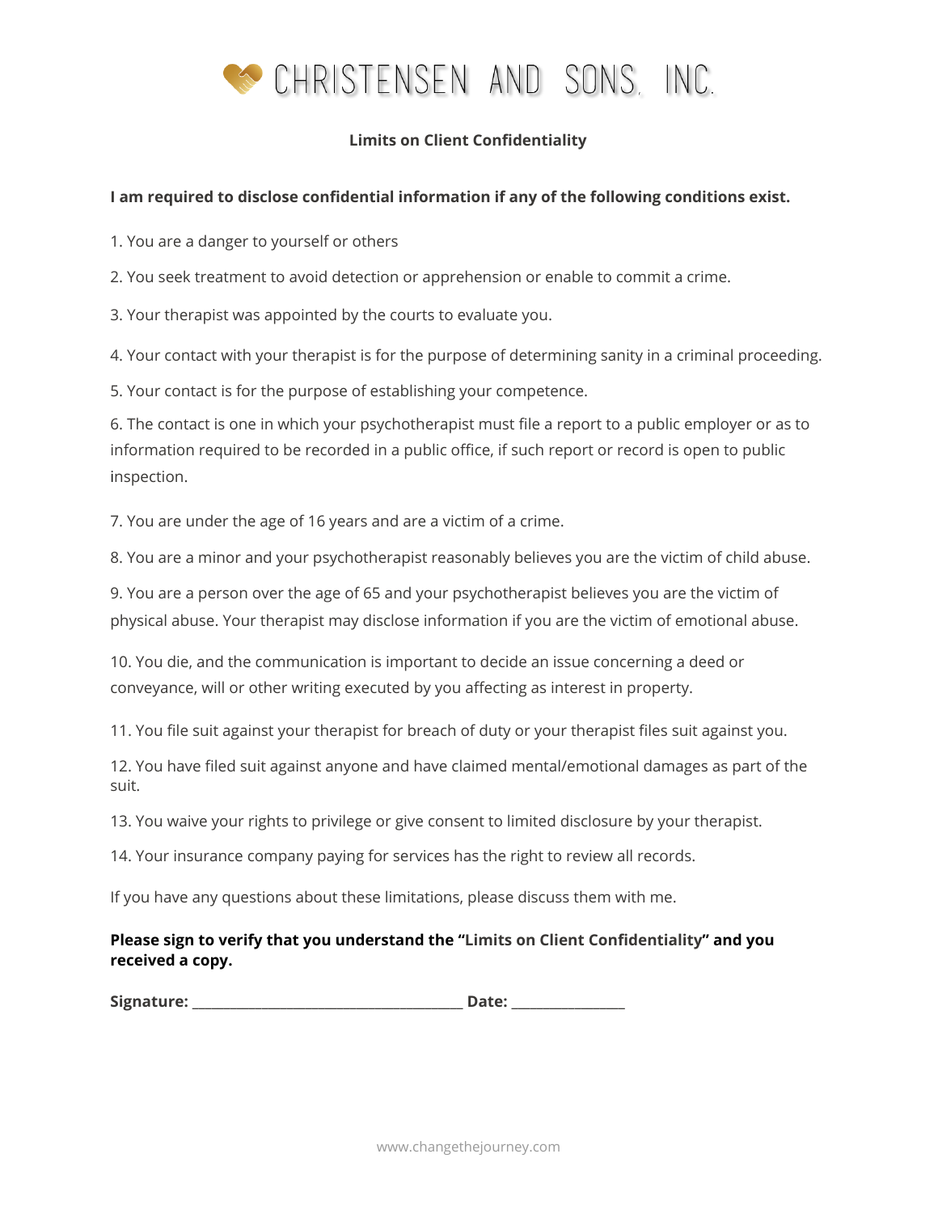# CHRISTENSEN AND SONS, INC.

## Limits on Client Confidentiality

**I am required to disclose confidential information if any of the following conditions exist.**

1. You are a danger to yourself or others

2. You seek treatment to avoid detection or apprehension or enable to commit a crime.

3. Your therapist was appointed by the courts to evaluate you.

4. Your contact with your therapist is for the purpose of determining sanity in a criminal proceeding.

5. Your contact is for the purpose of establishing your competence.

6. The contact is one in which your psychotherapist must file a report to a public employer or as to information required to be recorded in a public office, if such report or record is open to public inspection.

7. You are under the age of 16 years and are a victim of a crime.

8. You are a minor and your psychotherapist reasonably believes you are the victim of child abuse.

9. You are a person over the age of 65 and your psychotherapist believes you are the victim of physical abuse. Your therapist may disclose information if you are the victim of emotional abuse.

10. You die, and the communication is important to decide an issue concerning a deed or conveyance, will or other writing executed by you affecting as interest in property.

11. You file suit against your therapist for breach of duty or your therapist files suit against you.

12. You have filed suit against anyone and have claimed mental/emotional damages as part of the suit.

13. You waive your rights to privilege or give consent to limited disclosure by your therapist.

14. Your insurance company paying for services has the right to review all records.

If you have any questions about these limitations, please discuss them with me.

**Please sign to verify that you understand the "Limits on Client Confidentiality" and you received a copy.**

**Signature:** ______________________________ **Date:** ______________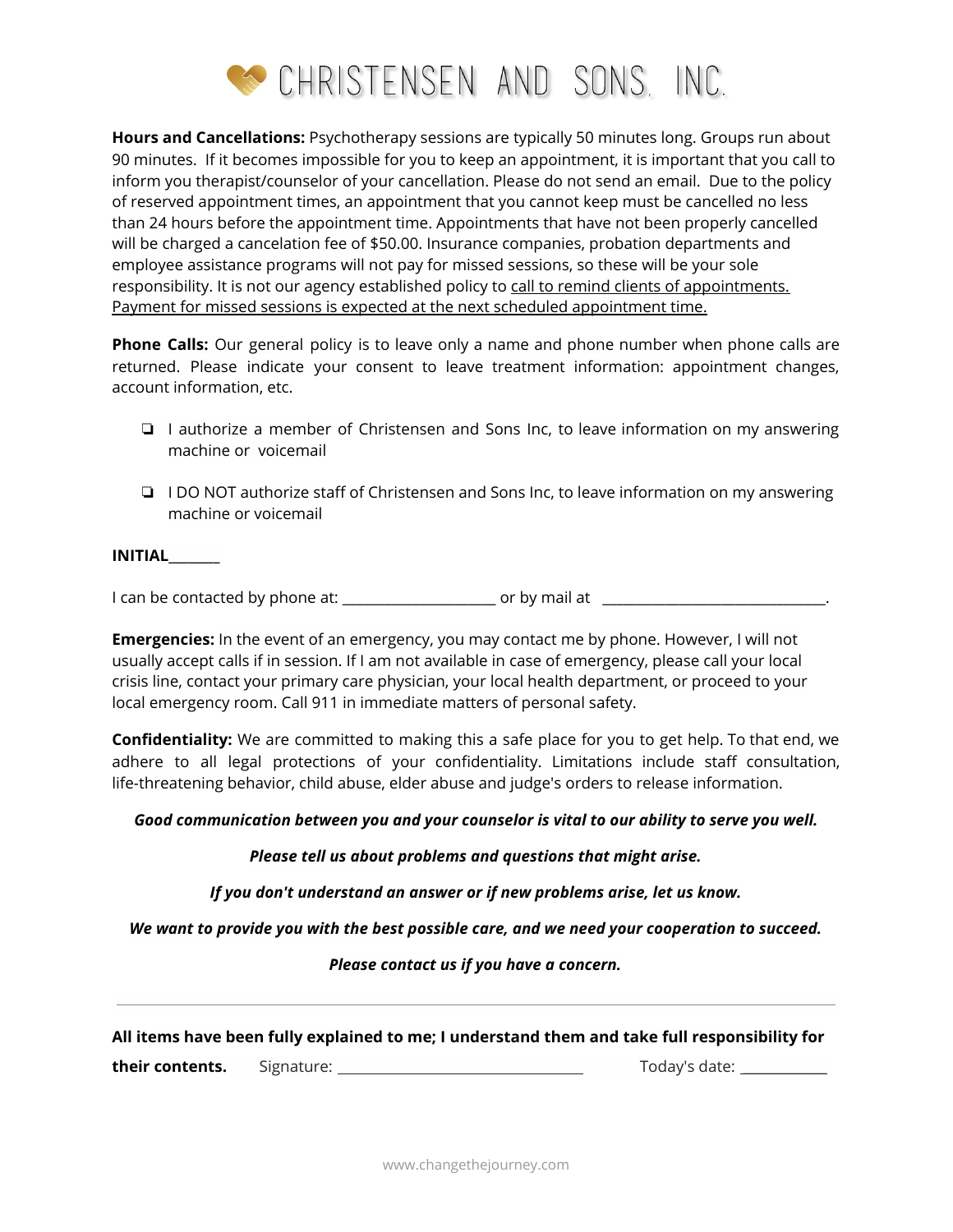# CHRISTENSEN AND SONS, INC.

**Hours and Cancellations:** Psychotherapy sessions are typically 50 minutes long. Groups run about 90 minutes. If it becomes impossible for you to keep an appointment, it is important that you call to inform you therapist/counselor of your cancellation. Please do not send an email. Due to the policy of reserved appointment times, an appointment that you cannot keep must be cancelled no less than 24 hours before the appointment time. Appointments that have not been properly cancelled will be charged a cancelation fee of $50.00. Insurance companies, probation departments and employee assistance programs will not pay for missed sessions, so these will be your sole responsibility. It is not our agency established policy to call to remind clients of appointments. Payment for missed sessions is expected at the next scheduled appointment time.

**Phone Calls:** Our general policy is to leave only a name and phone number when phone calls are returned. Please indicate your consent to leave treatment information: appointment changes, account information, etc.

- ❏ I authorize a member of Christensen and Sons Inc, to leave information on my answering machine or voicemail
- ❏ I DO NOT authorize staff of Christensen and Sons Inc, to leave information on my answering machine or voicemail

**INITIAL_______**

I can be contacted by phone at: ____________________ or by mail at ______________________________.

**Emergencies:** In the event of an emergency, you may contact me by phone. However, I will not usually accept calls if in session. If I am not available in case of emergency, please call your local crisis line, contact your primary care physician, your local health department, or proceed to your local emergency room. Call 911 in immediate matters of personal safety.

**Confidentiality:** We are committed to making this a safe place for you to get help. To that end, we adhere to all legal protections of your confidentiality. Limitations include staff consultation, life-threatening behavior, child abuse, elder abuse and judge's orders to release information.

***Good communication between you and your counselor is vital to our ability to serve you well.***

***Please tell us about problems and questions that might arise.***

***If you don't understand an answer or if new problems arise, let us know.***

***We want to provide you with the best possible care, and we need your cooperation to succeed.***

***Please contact us if you have a concern.***

---

**All items have been fully explained to me; I understand them and take full responsibility for their contents.** Signature: ________________________________ Today's date: ___________

www.changethejourney.com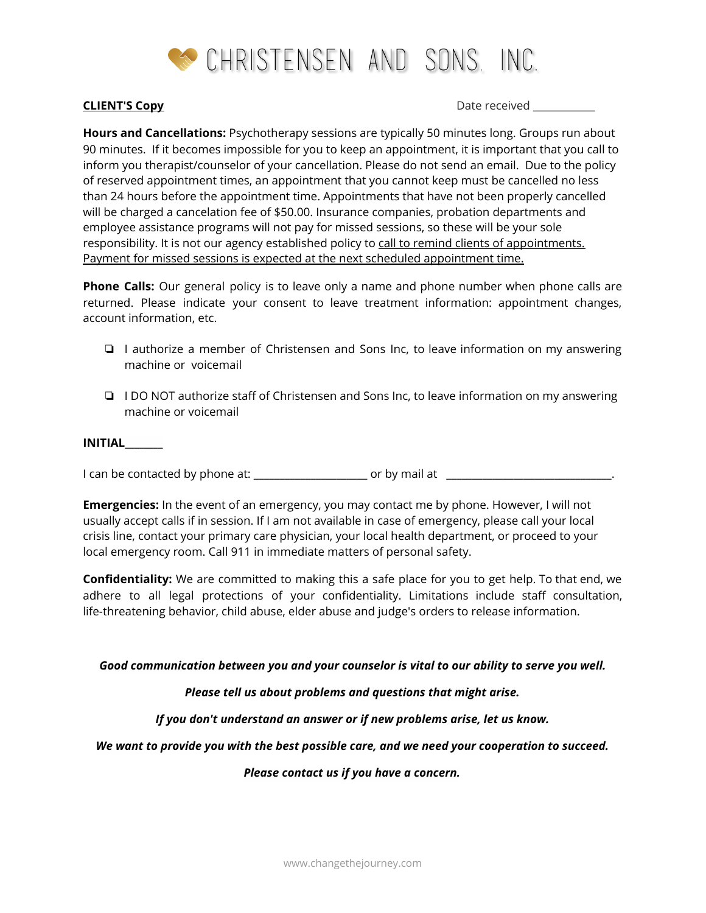# CHRISTENSEN AND SONS, INC.

**CLIENT'S Copy** Date received ___________

**Hours and Cancellations:** Psychotherapy sessions are typically 50 minutes long. Groups run about 90 minutes. If it becomes impossible for you to keep an appointment, it is important that you call to inform you therapist/counselor of your cancellation. Please do not send an email. Due to the policy of reserved appointment times, an appointment that you cannot keep must be cancelled no less than 24 hours before the appointment time. Appointments that have not been properly cancelled will be charged a cancelation fee of $50.00. Insurance companies, probation departments and employee assistance programs will not pay for missed sessions, so these will be your sole responsibility. It is not our agency established policy to <u>call to remind clients of appointments. Payment for missed sessions is expected at the next scheduled appointment time.</u>

**Phone Calls:** Our general policy is to leave only a name and phone number when phone calls are returned. Please indicate your consent to leave treatment information: appointment changes, account information, etc.

- ❑ I authorize a member of Christensen and Sons Inc, to leave information on my answering machine or voicemail
- ❑ I DO NOT authorize staff of Christensen and Sons Inc, to leave information on my answering machine or voicemail

**INITIAL**_______

I can be contacted by phone at: ____________________ or by mail at ______________________________.

**Emergencies:** In the event of an emergency, you may contact me by phone. However, I will not usually accept calls if in session. If I am not available in case of emergency, please call your local crisis line, contact your primary care physician, your local health department, or proceed to your local emergency room. Call 911 in immediate matters of personal safety.

**Confidentiality:** We are committed to making this a safe place for you to get help. To that end, we adhere to all legal protections of your confidentiality. Limitations include staff consultation, life-threatening behavior, child abuse, elder abuse and judge's orders to release information.

***Good communication between you and your counselor is vital to our ability to serve you well.***

***Please tell us about problems and questions that might arise.***

***If you don't understand an answer or if new problems arise, let us know.***

***We want to provide you with the best possible care, and we need your cooperation to succeed.***

***Please contact us if you have a concern.***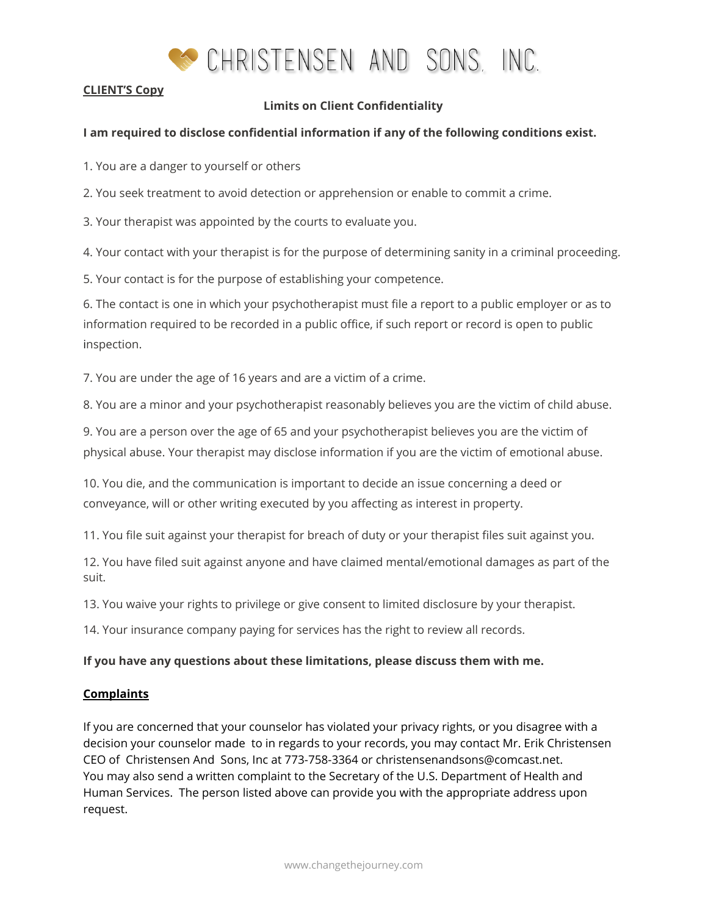# CHRISTENSEN AND SONS, INC.

**CLIENT'S Copy**

**Limits on Client Confidentiality**

**I am required to disclose confidential information if any of the following conditions exist.**

1. You are a danger to yourself or others

2. You seek treatment to avoid detection or apprehension or enable to commit a crime.

3. Your therapist was appointed by the courts to evaluate you.

4. Your contact with your therapist is for the purpose of determining sanity in a criminal proceeding.

5. Your contact is for the purpose of establishing your competence.

6. The contact is one in which your psychotherapist must file a report to a public employer or as to information required to be recorded in a public office, if such report or record is open to public inspection.

7. You are under the age of 16 years and are a victim of a crime.

8. You are a minor and your psychotherapist reasonably believes you are the victim of child abuse.

9. You are a person over the age of 65 and your psychotherapist believes you are the victim of physical abuse. Your therapist may disclose information if you are the victim of emotional abuse.

10. You die, and the communication is important to decide an issue concerning a deed or conveyance, will or other writing executed by you affecting as interest in property.

11. You file suit against your therapist for breach of duty or your therapist files suit against you.

12. You have filed suit against anyone and have claimed mental/emotional damages as part of the suit.

13. You waive your rights to privilege or give consent to limited disclosure by your therapist.

14. Your insurance company paying for services has the right to review all records.

**If you have any questions about these limitations, please discuss them with me.**

**Complaints**

If you are concerned that your counselor has violated your privacy rights, or you disagree with a decision your counselor made to in regards to your records, you may contact Mr. Erik Christensen CEO of Christensen And Sons, Inc at 773-758-3364 or christensenandsons@comcast.net. You may also send a written complaint to the Secretary of the U.S. Department of Health and Human Services. The person listed above can provide you with the appropriate address upon request.